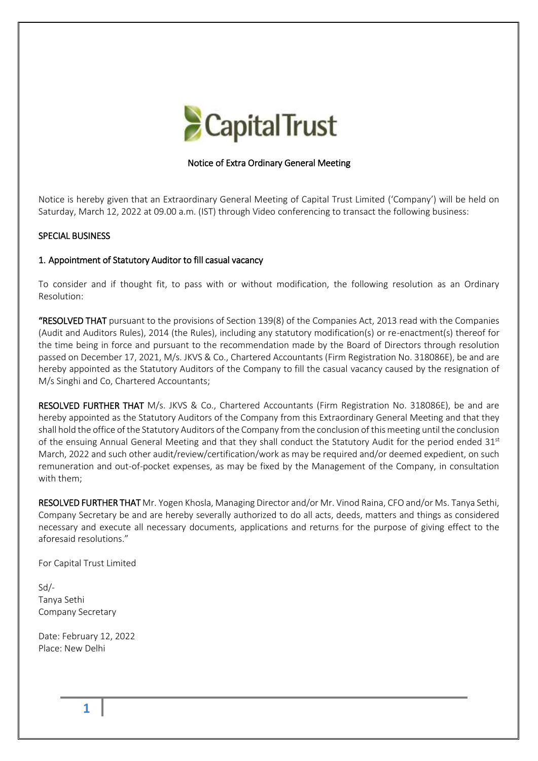## Notice of Extra Ordinary General Meeting

Notice is hereby given that an Extraordinary General Meeting of Capital Trust Limited ('Company') will be held on Saturday, March 12, 2022 at 09.00 a.m. (IST) through Video conferencing to transact the following business:

### SPECIAL BUSINESS

#### 1. Appointment of Statutory Auditor to fill casual vacancy

To consider and if thought fit, to pass with or without modification, the following resolution as an Ordinary Resolution:

**"RESOLVED THAT** pursuant to the provisions of Section 139(8) of the Companies Act, 2013 read with the Companies (Audit and Auditors Rules), 2014 (the Rules), including any statutory modification(s) or re-enactment(s) thereof for the time being in force and pursuant to the recommendation made by the Board of Directors through resolution passed on December 17, 2021, M/s. JKVS & Co., Chartered Accountants (Firm Registration No. 318086E), be and are hereby appointed as the Statutory Auditors of the Company to fill the casual vacancy caused by the resignation of M/s Singhi and Co, Chartered Accountants;

**RESOLVED FURTHER THAT** M/s. JKVS & Co., Chartered Accountants (Firm Registration No. 318086E), be and are hereby appointed as the Statutory Auditors of the Company from this Extraordinary General Meeting and that they shall hold the office of the Statutory Auditors of the Company from the conclusion of this meeting until the conclusion of the ensuing Annual General Meeting and that they shall conduct the Statutory Audit for the period ended 31st March, 2022 and such other audit/review/certification/work as may be required and/or deemed expedient, on such remuneration and out-of-pocket expenses, as may be fixed by the Management of the Company, in consultation with them;

**RESOLVED FURTHER THAT** Mr. Yogen Khosla, Managing Director and/or Mr. Vinod Raina, CFO and/or Ms. Tanya Sethi, Company Secretary be and are hereby severally authorized to do all acts, deeds, matters and things as considered necessary and execute all necessary documents, applications and returns for the purpose of giving effect to the aforesaid resolutions."

For Capital Trust Limited

Sd/-
Tanya Sethi
Company Secretary

Date: February 12, 2022
Place: New Delhi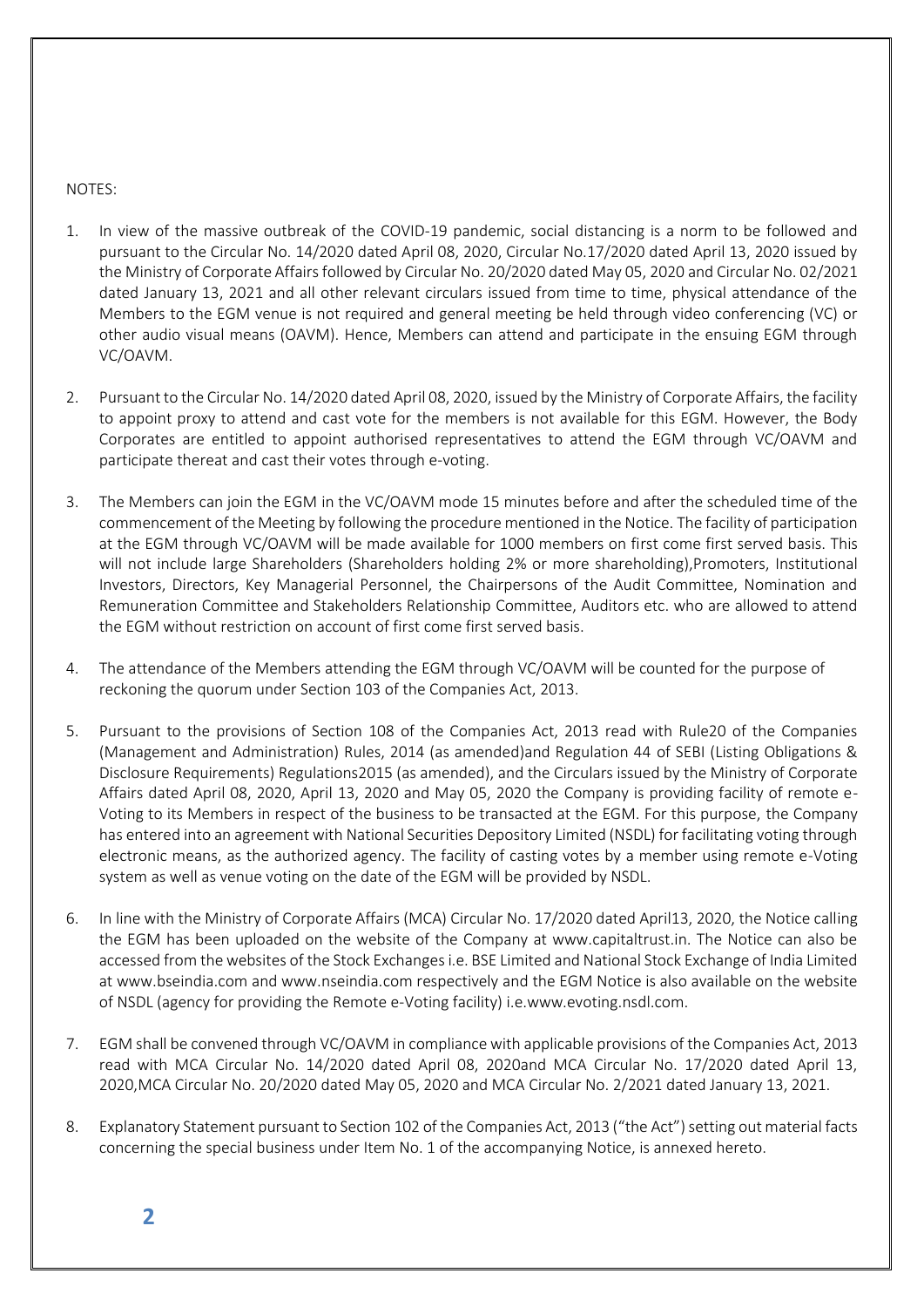NOTES:

1. In view of the massive outbreak of the COVID-19 pandemic, social distancing is a norm to be followed and pursuant to the Circular No. 14/2020 dated April 08, 2020, Circular No.17/2020 dated April 13, 2020 issued by the Ministry of Corporate Affairs followed by Circular No. 20/2020 dated May 05, 2020 and Circular No. 02/2021 dated January 13, 2021 and all other relevant circulars issued from time to time, physical attendance of the Members to the EGM venue is not required and general meeting be held through video conferencing (VC) or other audio visual means (OAVM). Hence, Members can attend and participate in the ensuing EGM through VC/OAVM.

2. Pursuant to the Circular No. 14/2020 dated April 08, 2020, issued by the Ministry of Corporate Affairs, the facility to appoint proxy to attend and cast vote for the members is not available for this EGM. However, the Body Corporates are entitled to appoint authorised representatives to attend the EGM through VC/OAVM and participate thereat and cast their votes through e-voting.

3. The Members can join the EGM in the VC/OAVM mode 15 minutes before and after the scheduled time of the commencement of the Meeting by following the procedure mentioned in the Notice. The facility of participation at the EGM through VC/OAVM will be made available for 1000 members on first come first served basis. This will not include large Shareholders (Shareholders holding 2% or more shareholding),Promoters, Institutional Investors, Directors, Key Managerial Personnel, the Chairpersons of the Audit Committee, Nomination and Remuneration Committee and Stakeholders Relationship Committee, Auditors etc. who are allowed to attend the EGM without restriction on account of first come first served basis.

4. The attendance of the Members attending the EGM through VC/OAVM will be counted for the purpose of reckoning the quorum under Section 103 of the Companies Act, 2013.

5. Pursuant to the provisions of Section 108 of the Companies Act, 2013 read with Rule20 of the Companies (Management and Administration) Rules, 2014 (as amended)and Regulation 44 of SEBI (Listing Obligations & Disclosure Requirements) Regulations2015 (as amended), and the Circulars issued by the Ministry of Corporate Affairs dated April 08, 2020, April 13, 2020 and May 05, 2020 the Company is providing facility of remote e-Voting to its Members in respect of the business to be transacted at the EGM. For this purpose, the Company has entered into an agreement with National Securities Depository Limited (NSDL) for facilitating voting through electronic means, as the authorized agency. The facility of casting votes by a member using remote e-Voting system as well as venue voting on the date of the EGM will be provided by NSDL.

6. In line with the Ministry of Corporate Affairs (MCA) Circular No. 17/2020 dated April13, 2020, the Notice calling the EGM has been uploaded on the website of the Company at www.capitaltrust.in. The Notice can also be accessed from the websites of the Stock Exchanges i.e. BSE Limited and National Stock Exchange of India Limited at www.bseindia.com and www.nseindia.com respectively and the EGM Notice is also available on the website of NSDL (agency for providing the Remote e-Voting facility) i.e.www.evoting.nsdl.com.

7. EGM shall be convened through VC/OAVM in compliance with applicable provisions of the Companies Act, 2013 read with MCA Circular No. 14/2020 dated April 08, 2020and MCA Circular No. 17/2020 dated April 13, 2020,MCA Circular No. 20/2020 dated May 05, 2020 and MCA Circular No. 2/2021 dated January 13, 2021.

8. Explanatory Statement pursuant to Section 102 of the Companies Act, 2013 ("the Act") setting out material facts concerning the special business under Item No. 1 of the accompanying Notice, is annexed hereto.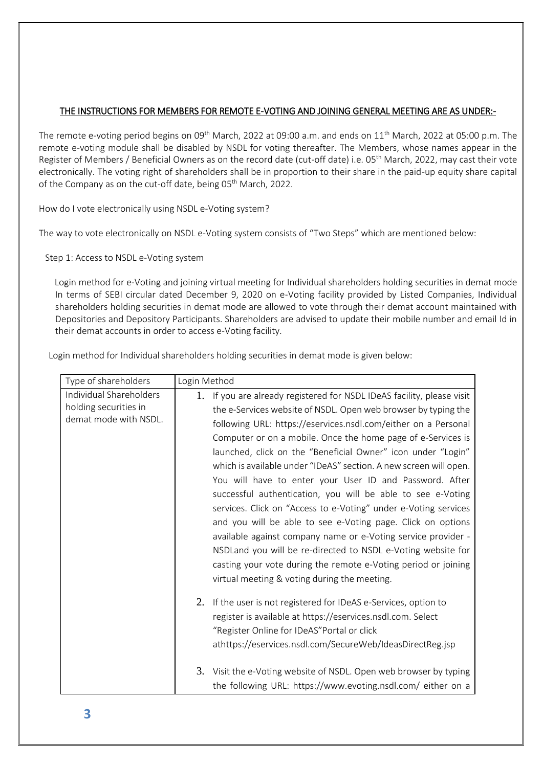## THE INSTRUCTIONS FOR MEMBERS FOR REMOTE E-VOTING AND JOINING GENERAL MEETING ARE AS UNDER:-

The remote e-voting period begins on 09th March, 2022 at 09:00 a.m. and ends on 11th March, 2022 at 05:00 p.m. The remote e-voting module shall be disabled by NSDL for voting thereafter. The Members, whose names appear in the Register of Members / Beneficial Owners as on the record date (cut-off date) i.e. 05th March, 2022, may cast their vote electronically. The voting right of shareholders shall be in proportion to their share in the paid-up equity share capital of the Company as on the cut-off date, being 05th March, 2022.

How do I vote electronically using NSDL e-Voting system?

The way to vote electronically on NSDL e-Voting system consists of "Two Steps" which are mentioned below:

Step 1: Access to NSDL e-Voting system

Login method for e-Voting and joining virtual meeting for Individual shareholders holding securities in demat mode In terms of SEBI circular dated December 9, 2020 on e-Voting facility provided by Listed Companies, Individual shareholders holding securities in demat mode are allowed to vote through their demat account maintained with Depositories and Depository Participants. Shareholders are advised to update their mobile number and email Id in their demat accounts in order to access e-Voting facility.

Login method for Individual shareholders holding securities in demat mode is given below:

| Type of shareholders | Login Method |
|---|---|
| Individual Shareholders holding securities in demat mode with NSDL. | 1. If you are already registered for NSDL IDeAS facility, please visit the e-Services website of NSDL. Open web browser by typing the following URL: https://eservices.nsdl.com/either on a Personal Computer or on a mobile. Once the home page of e-Services is launched, click on the "Beneficial Owner" icon under "Login" which is available under "IDeAS" section. A new screen will open. You will have to enter your User ID and Password. After successful authentication, you will be able to see e-Voting services. Click on "Access to e-Voting" under e-Voting services and you will be able to see e-Voting page. Click on options available against company name or e-Voting service provider - NSDLand you will be re-directed to NSDL e-Voting website for casting your vote during the remote e-Voting period or joining virtual meeting & voting during the meeting.<br><br>2. If the user is not registered for IDeAS e-Services, option to register is available at https://eservices.nsdl.com. Select "Register Online for IDeAS"Portal or click athttps://eservices.nsdl.com/SecureWeb/IdeasDirectReg.jsp<br><br>3. Visit the e-Voting website of NSDL. Open web browser by typing the following URL: https://www.evoting.nsdl.com/ either on a |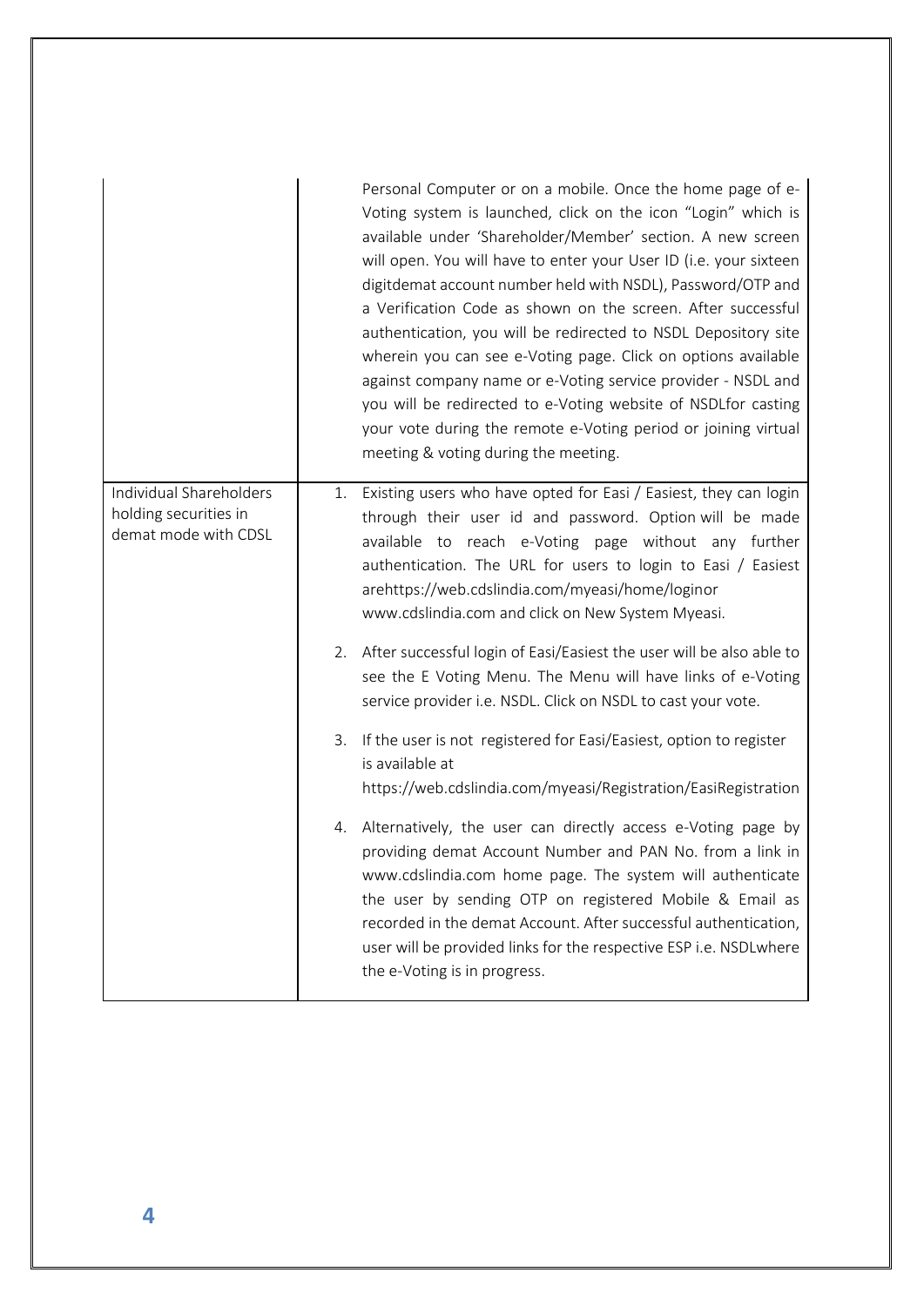| | |
|---|---|
| | Personal Computer or on a mobile. Once the home page of e-Voting system is launched, click on the icon "Login" which is available under 'Shareholder/Member' section. A new screen will open. You will have to enter your User ID (i.e. your sixteen digitdemat account number held with NSDL), Password/OTP and a Verification Code as shown on the screen. After successful authentication, you will be redirected to NSDL Depository site wherein you can see e-Voting page. Click on options available against company name or e-Voting service provider - NSDL and you will be redirected to e-Voting website of NSDLfor casting your vote during the remote e-Voting period or joining virtual meeting & voting during the meeting. |
| Individual Shareholders holding securities in demat mode with CDSL | 1. Existing users who have opted for Easi / Easiest, they can login through their user id and password. Option will be made available to reach e-Voting page without any further authentication. The URL for users to login to Easi / Easiest arehttps://web.cdslindia.com/myeasi/home/loginor www.cdslindia.com and click on New System Myeasi.<br><br>2. After successful login of Easi/Easiest the user will be also able to see the E Voting Menu. The Menu will have links of e-Voting service provider i.e. NSDL. Click on NSDL to cast your vote.<br><br>3. If the user is not registered for Easi/Easiest, option to register is available at https://web.cdslindia.com/myeasi/Registration/EasiRegistration<br><br>4. Alternatively, the user can directly access e-Voting page by providing demat Account Number and PAN No. from a link in www.cdslindia.com home page. The system will authenticate the user by sending OTP on registered Mobile & Email as recorded in the demat Account. After successful authentication, user will be provided links for the respective ESP i.e. NSDLwhere the e-Voting is in progress. |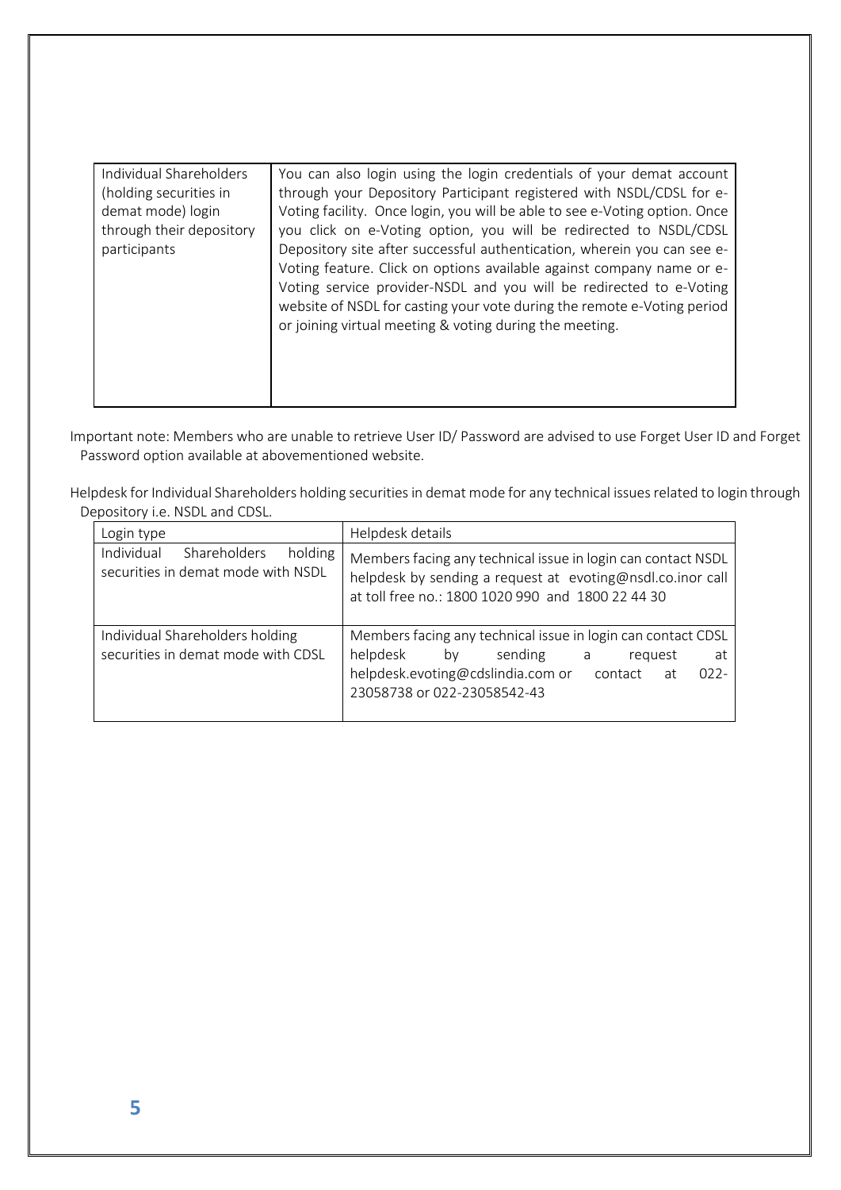| Individual Shareholders (holding securities in demat mode) login through their depository participants | You can also login using the login credentials of your demat account through your Depository Participant registered with NSDL/CDSL for e-Voting facility. Once login, you will be able to see e-Voting option. Once you click on e-Voting option, you will be redirected to NSDL/CDSL Depository site after successful authentication, wherein you can see e-Voting feature. Click on options available against company name or e-Voting service provider-NSDL and you will be redirected to e-Voting website of NSDL for casting your vote during the remote e-Voting period or joining virtual meeting & voting during the meeting. |
|---|---|

Important note: Members who are unable to retrieve User ID/ Password are advised to use Forget User ID and Forget Password option available at abovementioned website.

Helpdesk for Individual Shareholders holding securities in demat mode for any technical issues related to login through Depository i.e. NSDL and CDSL.

| Login type | Helpdesk details |
|---|---|
| Individual Shareholders holding securities in demat mode with NSDL | Members facing any technical issue in login can contact NSDL helpdesk by sending a request at evoting@nsdl.co.inor call at toll free no.: 1800 1020 990 and 1800 22 44 30 |
| Individual Shareholders holding securities in demat mode with CDSL | Members facing any technical issue in login can contact CDSL helpdesk by sending a request at helpdesk.evoting@cdslindia.com or contact at 022-23058738 or 022-23058542-43 |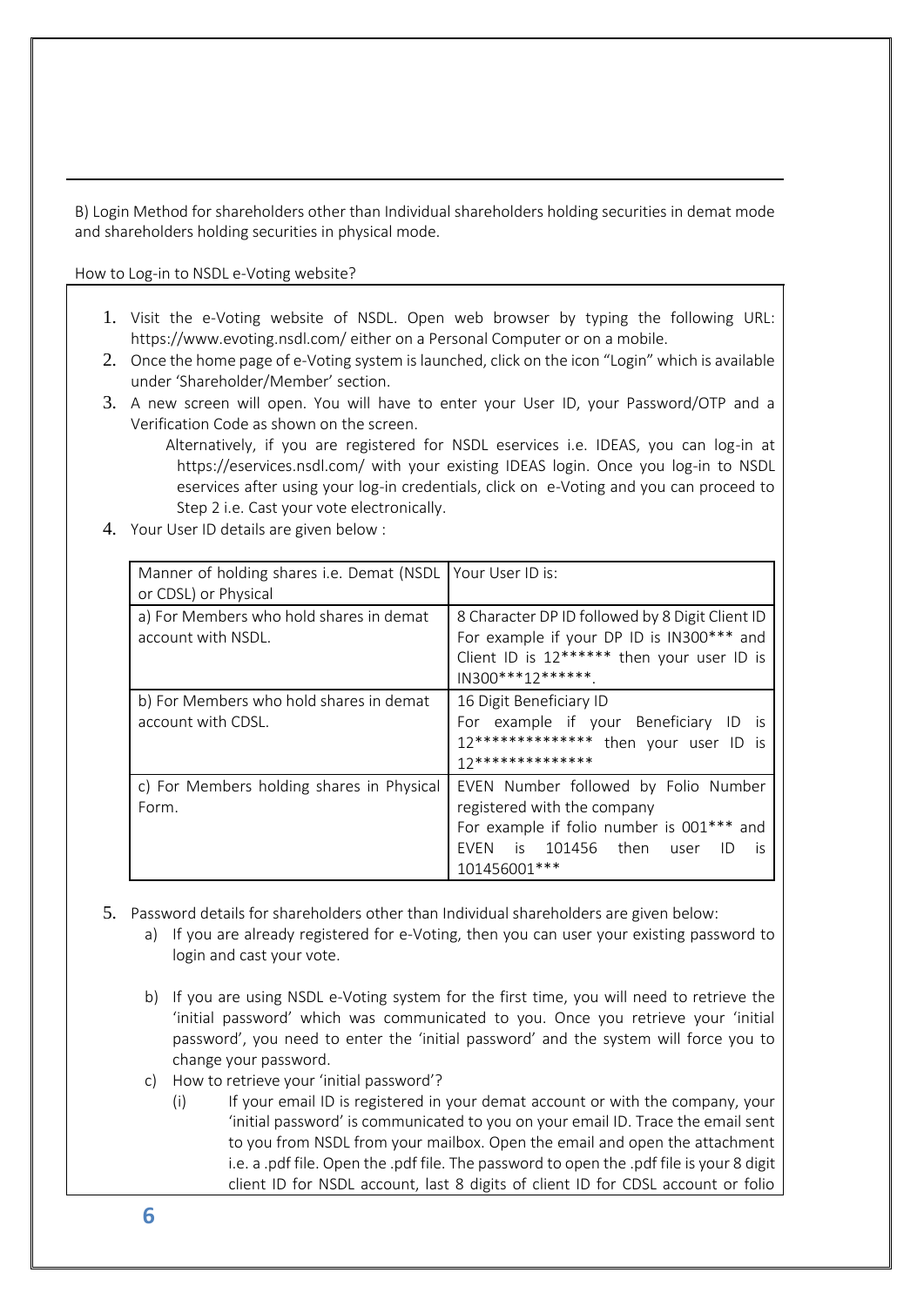B) Login Method for shareholders other than Individual shareholders holding securities in demat mode and shareholders holding securities in physical mode.

How to Log-in to NSDL e-Voting website?

1. Visit the e-Voting website of NSDL. Open web browser by typing the following URL: https://www.evoting.nsdl.com/ either on a Personal Computer or on a mobile.
2. Once the home page of e-Voting system is launched, click on the icon "Login" which is available under 'Shareholder/Member' section.
3. A new screen will open. You will have to enter your User ID, your Password/OTP and a Verification Code as shown on the screen.
   Alternatively, if you are registered for NSDL eservices i.e. IDEAS, you can log-in at https://eservices.nsdl.com/ with your existing IDEAS login. Once you log-in to NSDL eservices after using your log-in credentials, click on e-Voting and you can proceed to Step 2 i.e. Cast your vote electronically.
4. Your User ID details are given below :

| Manner of holding shares i.e. Demat (NSDL or CDSL) or Physical | Your User ID is: |
|---|---|
| a) For Members who hold shares in demat account with NSDL. | 8 Character DP ID followed by 8 Digit Client ID For example if your DP ID is IN300*** and Client ID is 12****** then your user ID is IN300***12******. |
| b) For Members who hold shares in demat account with CDSL. | 16 Digit Beneficiary ID For example if your Beneficiary ID is 12************** then your user ID is 12************** |
| c) For Members holding shares in Physical Form. | EVEN Number followed by Folio Number registered with the company For example if folio number is 001*** and EVEN is 101456 then user ID is 101456001*** |

5. Password details for shareholders other than Individual shareholders are given below:
   a) If you are already registered for e-Voting, then you can user your existing password to login and cast your vote.

   b) If you are using NSDL e-Voting system for the first time, you will need to retrieve the 'initial password' which was communicated to you. Once you retrieve your 'initial password', you need to enter the 'initial password' and the system will force you to change your password.
   c) How to retrieve your 'initial password'?
      (i) If your email ID is registered in your demat account or with the company, your 'initial password' is communicated to you on your email ID. Trace the email sent to you from NSDL from your mailbox. Open the email and open the attachment i.e. a .pdf file. Open the .pdf file. The password to open the .pdf file is your 8 digit client ID for NSDL account, last 8 digits of client ID for CDSL account or folio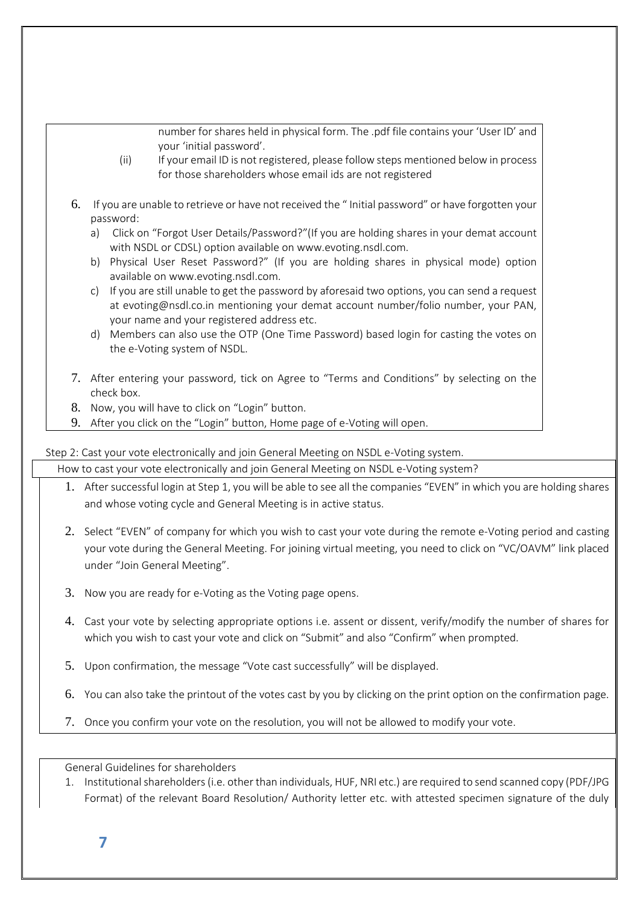number for shares held in physical form. The .pdf file contains your 'User ID' and your 'initial password'.

(ii) If your email ID is not registered, please follow steps mentioned below in process for those shareholders whose email ids are not registered

6. If you are unable to retrieve or have not received the " Initial password" or have forgotten your password:
   a) Click on "Forgot User Details/Password?"(If you are holding shares in your demat account with NSDL or CDSL) option available on www.evoting.nsdl.com.
   b) Physical User Reset Password?" (If you are holding shares in physical mode) option available on www.evoting.nsdl.com.
   c) If you are still unable to get the password by aforesaid two options, you can send a request at evoting@nsdl.co.in mentioning your demat account number/folio number, your PAN, your name and your registered address etc.
   d) Members can also use the OTP (One Time Password) based login for casting the votes on the e-Voting system of NSDL.
7. After entering your password, tick on Agree to "Terms and Conditions" by selecting on the check box.
8. Now, you will have to click on "Login" button.
9. After you click on the "Login" button, Home page of e-Voting will open.

Step 2: Cast your vote electronically and join General Meeting on NSDL e-Voting system.

How to cast your vote electronically and join General Meeting on NSDL e-Voting system?

1. After successful login at Step 1, you will be able to see all the companies "EVEN" in which you are holding shares and whose voting cycle and General Meeting is in active status.
2. Select "EVEN" of company for which you wish to cast your vote during the remote e-Voting period and casting your vote during the General Meeting. For joining virtual meeting, you need to click on "VC/OAVM" link placed under "Join General Meeting".
3. Now you are ready for e-Voting as the Voting page opens.
4. Cast your vote by selecting appropriate options i.e. assent or dissent, verify/modify the number of shares for which you wish to cast your vote and click on "Submit" and also "Confirm" when prompted.
5. Upon confirmation, the message "Vote cast successfully" will be displayed.
6. You can also take the printout of the votes cast by you by clicking on the print option on the confirmation page.
7. Once you confirm your vote on the resolution, you will not be allowed to modify your vote.

General Guidelines for shareholders

1. Institutional shareholders (i.e. other than individuals, HUF, NRI etc.) are required to send scanned copy (PDF/JPG Format) of the relevant Board Resolution/ Authority letter etc. with attested specimen signature of the duly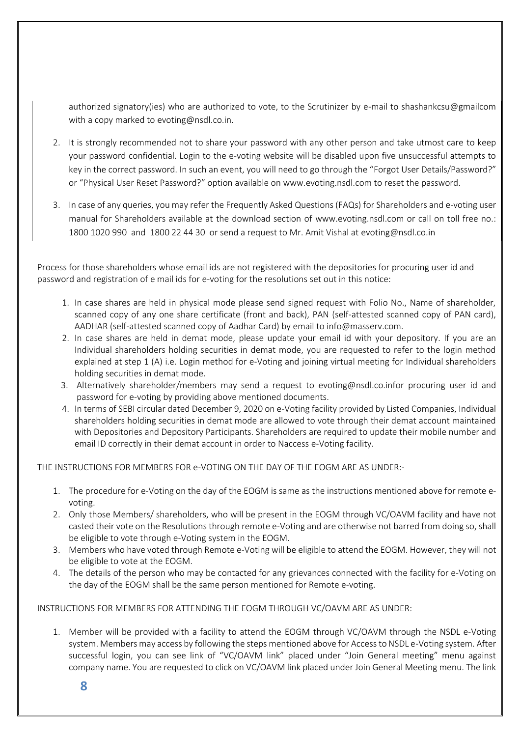authorized signatory(ies) who are authorized to vote, to the Scrutinizer by e-mail to shashankcsu@gmailcom with a copy marked to evoting@nsdl.co.in.

2. It is strongly recommended not to share your password with any other person and take utmost care to keep your password confidential. Login to the e-voting website will be disabled upon five unsuccessful attempts to key in the correct password. In such an event, you will need to go through the "Forgot User Details/Password?" or "Physical User Reset Password?" option available on www.evoting.nsdl.com to reset the password.

3. In case of any queries, you may refer the Frequently Asked Questions (FAQs) for Shareholders and e-voting user manual for Shareholders available at the download section of www.evoting.nsdl.com or call on toll free no.: 1800 1020 990 and 1800 22 44 30 or send a request to Mr. Amit Vishal at evoting@nsdl.co.in

Process for those shareholders whose email ids are not registered with the depositories for procuring user id and password and registration of e mail ids for e-voting for the resolutions set out in this notice:

1. In case shares are held in physical mode please send signed request with Folio No., Name of shareholder, scanned copy of any one share certificate (front and back), PAN (self-attested scanned copy of PAN card), AADHAR (self-attested scanned copy of Aadhar Card) by email to info@masserv.com.
2. In case shares are held in demat mode, please update your email id with your depository. If you are an Individual shareholders holding securities in demat mode, you are requested to refer to the login method explained at step 1 (A) i.e. Login method for e-Voting and joining virtual meeting for Individual shareholders holding securities in demat mode.
3. Alternatively shareholder/members may send a request to evoting@nsdl.co.infor procuring user id and password for e-voting by providing above mentioned documents.
4. In terms of SEBI circular dated December 9, 2020 on e-Voting facility provided by Listed Companies, Individual shareholders holding securities in demat mode are allowed to vote through their demat account maintained with Depositories and Depository Participants. Shareholders are required to update their mobile number and email ID correctly in their demat account in order to Naccess e-Voting facility.

THE INSTRUCTIONS FOR MEMBERS FOR e-VOTING ON THE DAY OF THE EOGM ARE AS UNDER:-

1. The procedure for e-Voting on the day of the EOGM is same as the instructions mentioned above for remote e-voting.
2. Only those Members/ shareholders, who will be present in the EOGM through VC/OAVM facility and have not casted their vote on the Resolutions through remote e-Voting and are otherwise not barred from doing so, shall be eligible to vote through e-Voting system in the EOGM.
3. Members who have voted through Remote e-Voting will be eligible to attend the EOGM. However, they will not be eligible to vote at the EOGM.
4. The details of the person who may be contacted for any grievances connected with the facility for e-Voting on the day of the EOGM shall be the same person mentioned for Remote e-voting.

INSTRUCTIONS FOR MEMBERS FOR ATTENDING THE EOGM THROUGH VC/OAVM ARE AS UNDER:

1. Member will be provided with a facility to attend the EOGM through VC/OAVM through the NSDL e-Voting system. Members may access by following the steps mentioned above for Access to NSDL e-Voting system. After successful login, you can see link of "VC/OAVM link" placed under "Join General meeting" menu against company name. You are requested to click on VC/OAVM link placed under Join General Meeting menu. The link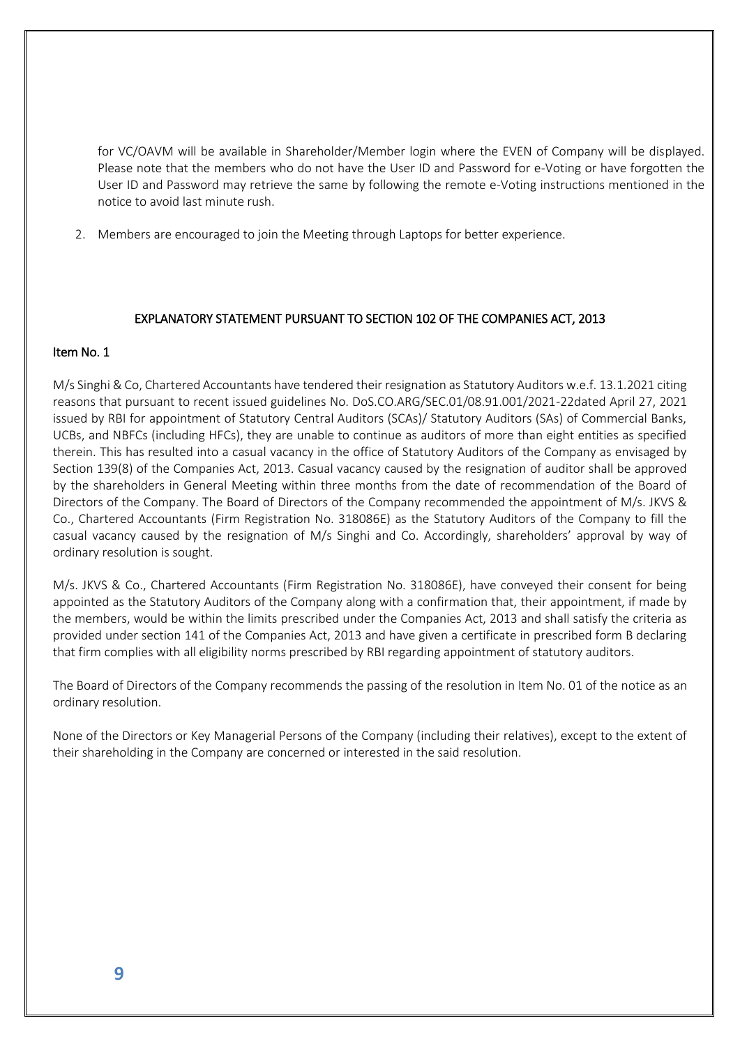for VC/OAVM will be available in Shareholder/Member login where the EVEN of Company will be displayed. Please note that the members who do not have the User ID and Password for e-Voting or have forgotten the User ID and Password may retrieve the same by following the remote e-Voting instructions mentioned in the notice to avoid last minute rush.

2. Members are encouraged to join the Meeting through Laptops for better experience.

## EXPLANATORY STATEMENT PURSUANT TO SECTION 102 OF THE COMPANIES ACT, 2013

### Item No. 1

M/s Singhi & Co, Chartered Accountants have tendered their resignation as Statutory Auditors w.e.f. 13.1.2021 citing reasons that pursuant to recent issued guidelines No. DoS.CO.ARG/SEC.01/08.91.001/2021-22dated April 27, 2021 issued by RBI for appointment of Statutory Central Auditors (SCAs)/ Statutory Auditors (SAs) of Commercial Banks, UCBs, and NBFCs (including HFCs), they are unable to continue as auditors of more than eight entities as specified therein. This has resulted into a casual vacancy in the office of Statutory Auditors of the Company as envisaged by Section 139(8) of the Companies Act, 2013. Casual vacancy caused by the resignation of auditor shall be approved by the shareholders in General Meeting within three months from the date of recommendation of the Board of Directors of the Company. The Board of Directors of the Company recommended the appointment of M/s. JKVS & Co., Chartered Accountants (Firm Registration No. 318086E) as the Statutory Auditors of the Company to fill the casual vacancy caused by the resignation of M/s Singhi and Co. Accordingly, shareholders' approval by way of ordinary resolution is sought.

M/s. JKVS & Co., Chartered Accountants (Firm Registration No. 318086E), have conveyed their consent for being appointed as the Statutory Auditors of the Company along with a confirmation that, their appointment, if made by the members, would be within the limits prescribed under the Companies Act, 2013 and shall satisfy the criteria as provided under section 141 of the Companies Act, 2013 and have given a certificate in prescribed form B declaring that firm complies with all eligibility norms prescribed by RBI regarding appointment of statutory auditors.

The Board of Directors of the Company recommends the passing of the resolution in Item No. 01 of the notice as an ordinary resolution.

None of the Directors or Key Managerial Persons of the Company (including their relatives), except to the extent of their shareholding in the Company are concerned or interested in the said resolution.